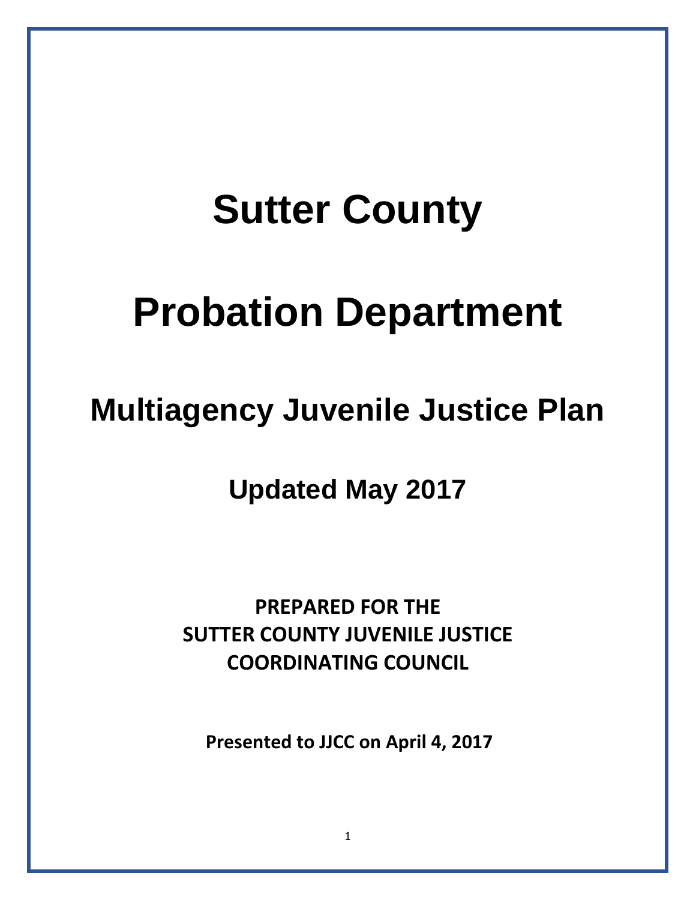# Sutter County

# Probation Department

## Multiagency Juvenile Justice Plan

### Updated May 2017

**PREPARED FOR THE
SUTTER COUNTY JUVENILE JUSTICE
COORDINATING COUNCIL**

**Presented to JJCC on April 4, 2017**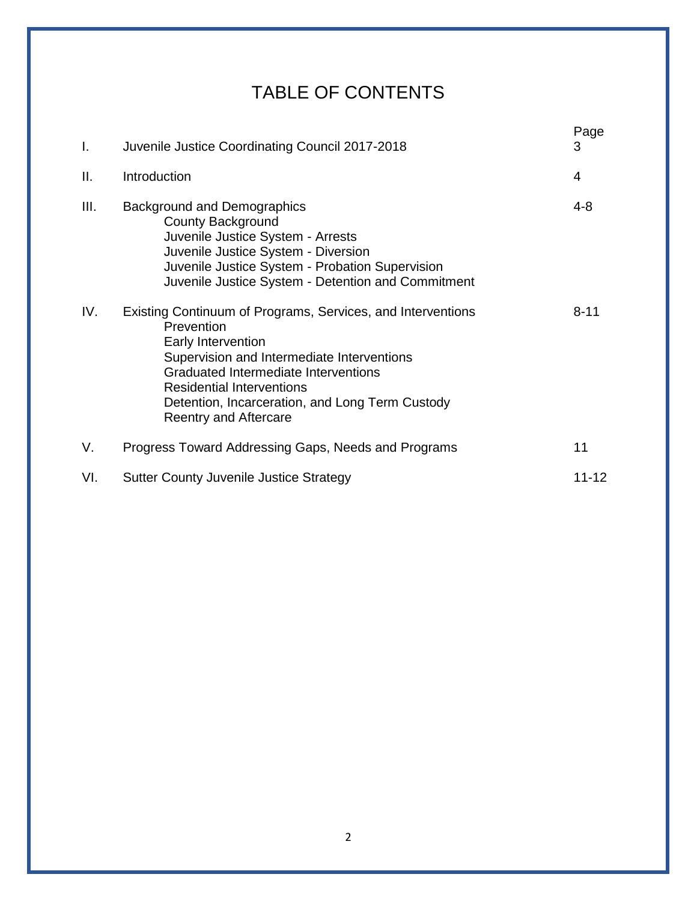# TABLE OF CONTENTS

| | | Page |
|---|---|---|
| I. | Juvenile Justice Coordinating Council 2017-2018 | 3 |
| II. | Introduction | 4 |
| III. | Background and Demographics<br>County Background<br>Juvenile Justice System - Arrests<br>Juvenile Justice System - Diversion<br>Juvenile Justice System - Probation Supervision<br>Juvenile Justice System - Detention and Commitment | 4-8 |
| IV. | Existing Continuum of Programs, Services, and Interventions<br>Prevention<br>Early Intervention<br>Supervision and Intermediate Interventions<br>Graduated Intermediate Interventions<br>Residential Interventions<br>Detention, Incarceration, and Long Term Custody<br>Reentry and Aftercare | 8-11 |
| V. | Progress Toward Addressing Gaps, Needs and Programs | 11 |
| VI. | Sutter County Juvenile Justice Strategy | 11-12 |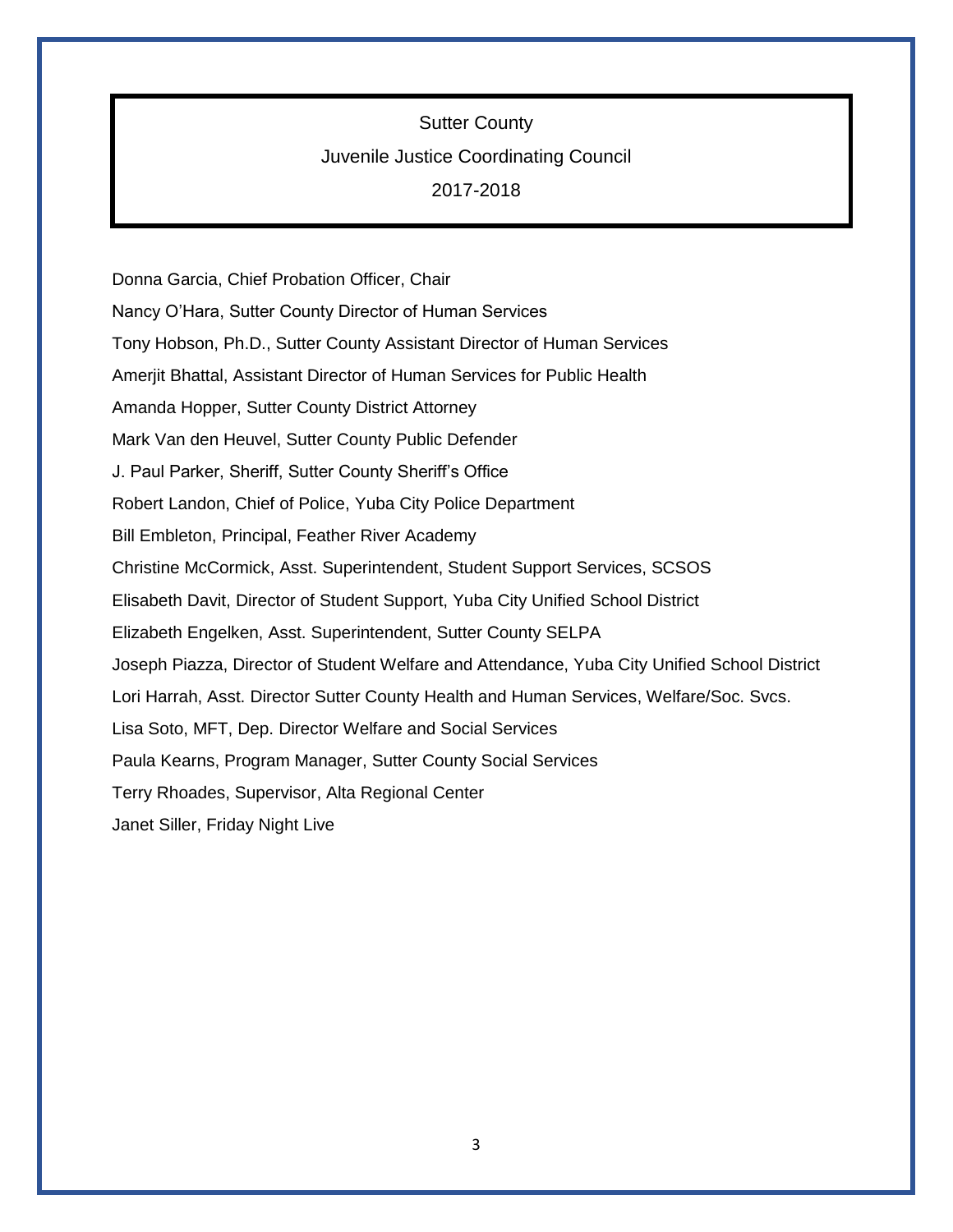# Sutter County

## Juvenile Justice Coordinating Council

## 2017-2018

Donna Garcia, Chief Probation Officer, Chair

Nancy O'Hara, Sutter County Director of Human Services

Tony Hobson, Ph.D., Sutter County Assistant Director of Human Services

Amerjit Bhattal, Assistant Director of Human Services for Public Health

Amanda Hopper, Sutter County District Attorney

Mark Van den Heuvel, Sutter County Public Defender

J. Paul Parker, Sheriff, Sutter County Sheriff's Office

Robert Landon, Chief of Police, Yuba City Police Department

Bill Embleton, Principal, Feather River Academy

Christine McCormick, Asst. Superintendent, Student Support Services, SCSOS

Elisabeth Davit, Director of Student Support, Yuba City Unified School District

Elizabeth Engelken, Asst. Superintendent, Sutter County SELPA

Joseph Piazza, Director of Student Welfare and Attendance, Yuba City Unified School District

Lori Harrah, Asst. Director Sutter County Health and Human Services, Welfare/Soc. Svcs.

Lisa Soto, MFT, Dep. Director Welfare and Social Services

Paula Kearns, Program Manager, Sutter County Social Services

Terry Rhoades, Supervisor, Alta Regional Center

Janet Siller, Friday Night Live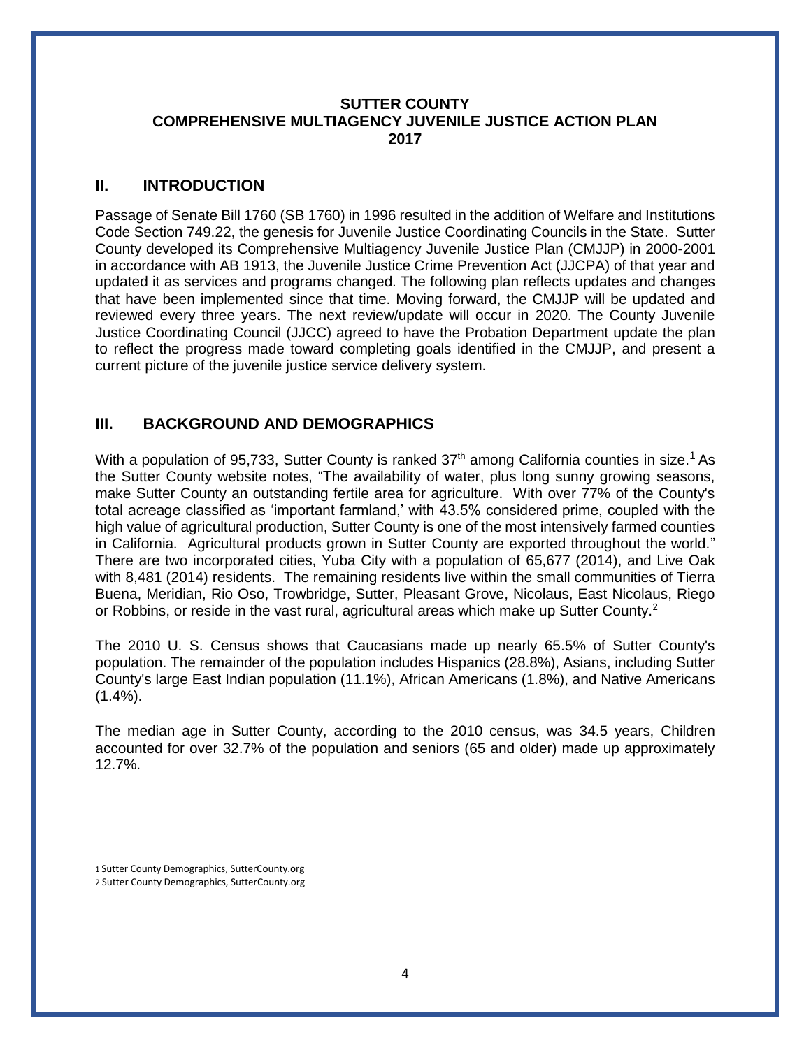**SUTTER COUNTY**
**COMPREHENSIVE MULTIAGENCY JUVENILE JUSTICE ACTION PLAN**
**2017**

## II. INTRODUCTION

Passage of Senate Bill 1760 (SB 1760) in 1996 resulted in the addition of Welfare and Institutions Code Section 749.22, the genesis for Juvenile Justice Coordinating Councils in the State. Sutter County developed its Comprehensive Multiagency Juvenile Justice Plan (CMJJP) in 2000-2001 in accordance with AB 1913, the Juvenile Justice Crime Prevention Act (JJCPA) of that year and updated it as services and programs changed. The following plan reflects updates and changes that have been implemented since that time. Moving forward, the CMJJP will be updated and reviewed every three years. The next review/update will occur in 2020. The County Juvenile Justice Coordinating Council (JJCC) agreed to have the Probation Department update the plan to reflect the progress made toward completing goals identified in the CMJJP, and present a current picture of the juvenile justice service delivery system.

## III. BACKGROUND AND DEMOGRAPHICS

With a population of 95,733, Sutter County is ranked 37th among California counties in size.[1] As the Sutter County website notes, "The availability of water, plus long sunny growing seasons, make Sutter County an outstanding fertile area for agriculture. With over 77% of the County's total acreage classified as 'important farmland,' with 43.5% considered prime, coupled with the high value of agricultural production, Sutter County is one of the most intensively farmed counties in California. Agricultural products grown in Sutter County are exported throughout the world." There are two incorporated cities, Yuba City with a population of 65,677 (2014), and Live Oak with 8,481 (2014) residents. The remaining residents live within the small communities of Tierra Buena, Meridian, Rio Oso, Trowbridge, Sutter, Pleasant Grove, Nicolaus, East Nicolaus, Riego or Robbins, or reside in the vast rural, agricultural areas which make up Sutter County.[2]

The 2010 U. S. Census shows that Caucasians made up nearly 65.5% of Sutter County's population. The remainder of the population includes Hispanics (28.8%), Asians, including Sutter County's large East Indian population (11.1%), African Americans (1.8%), and Native Americans (1.4%).

The median age in Sutter County, according to the 2010 census, was 34.5 years, Children accounted for over 32.7% of the population and seniors (65 and older) made up approximately 12.7%.

1 Sutter County Demographics, SutterCounty.org
2 Sutter County Demographics, SutterCounty.org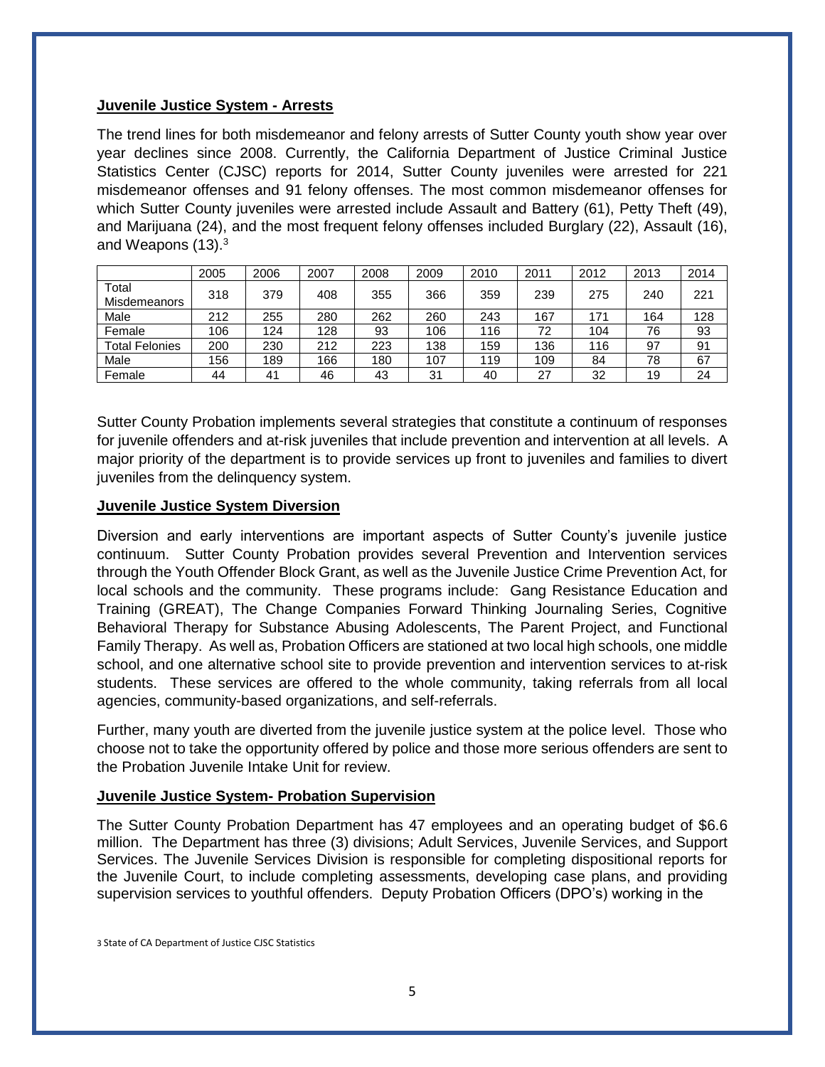## Juvenile Justice System - Arrests

The trend lines for both misdemeanor and felony arrests of Sutter County youth show year over year declines since 2008. Currently, the California Department of Justice Criminal Justice Statistics Center (CJSC) reports for 2014, Sutter County juveniles were arrested for 221 misdemeanor offenses and 91 felony offenses. The most common misdemeanor offenses for which Sutter County juveniles were arrested include Assault and Battery (61), Petty Theft (49), and Marijuana (24), and the most frequent felony offenses included Burglary (22), Assault (16), and Weapons (13).[3]

| | 2005 | 2006 | 2007 | 2008 | 2009 | 2010 | 2011 | 2012 | 2013 | 2014 |
|---|---|---|---|---|---|---|---|---|---|---|
| Total Misdemeanors | 318 | 379 | 408 | 355 | 366 | 359 | 239 | 275 | 240 | 221 |
| Male | 212 | 255 | 280 | 262 | 260 | 243 | 167 | 171 | 164 | 128 |
| Female | 106 | 124 | 128 | 93 | 106 | 116 | 72 | 104 | 76 | 93 |
| Total Felonies | 200 | 230 | 212 | 223 | 138 | 159 | 136 | 116 | 97 | 91 |
| Male | 156 | 189 | 166 | 180 | 107 | 119 | 109 | 84 | 78 | 67 |
| Female | 44 | 41 | 46 | 43 | 31 | 40 | 27 | 32 | 19 | 24 |

Sutter County Probation implements several strategies that constitute a continuum of responses for juvenile offenders and at-risk juveniles that include prevention and intervention at all levels. A major priority of the department is to provide services up front to juveniles and families to divert juveniles from the delinquency system.

## Juvenile Justice System Diversion

Diversion and early interventions are important aspects of Sutter County's juvenile justice continuum. Sutter County Probation provides several Prevention and Intervention services through the Youth Offender Block Grant, as well as the Juvenile Justice Crime Prevention Act, for local schools and the community. These programs include: Gang Resistance Education and Training (GREAT), The Change Companies Forward Thinking Journaling Series, Cognitive Behavioral Therapy for Substance Abusing Adolescents, The Parent Project, and Functional Family Therapy. As well as, Probation Officers are stationed at two local high schools, one middle school, and one alternative school site to provide prevention and intervention services to at-risk students. These services are offered to the whole community, taking referrals from all local agencies, community-based organizations, and self-referrals.

Further, many youth are diverted from the juvenile justice system at the police level. Those who choose not to take the opportunity offered by police and those more serious offenders are sent to the Probation Juvenile Intake Unit for review.

## Juvenile Justice System- Probation Supervision

The Sutter County Probation Department has 47 employees and an operating budget of $6.6 million. The Department has three (3) divisions; Adult Services, Juvenile Services, and Support Services. The Juvenile Services Division is responsible for completing dispositional reports for the Juvenile Court, to include completing assessments, developing case plans, and providing supervision services to youthful offenders. Deputy Probation Officers (DPO's) working in the

[3] State of CA Department of Justice CJSC Statistics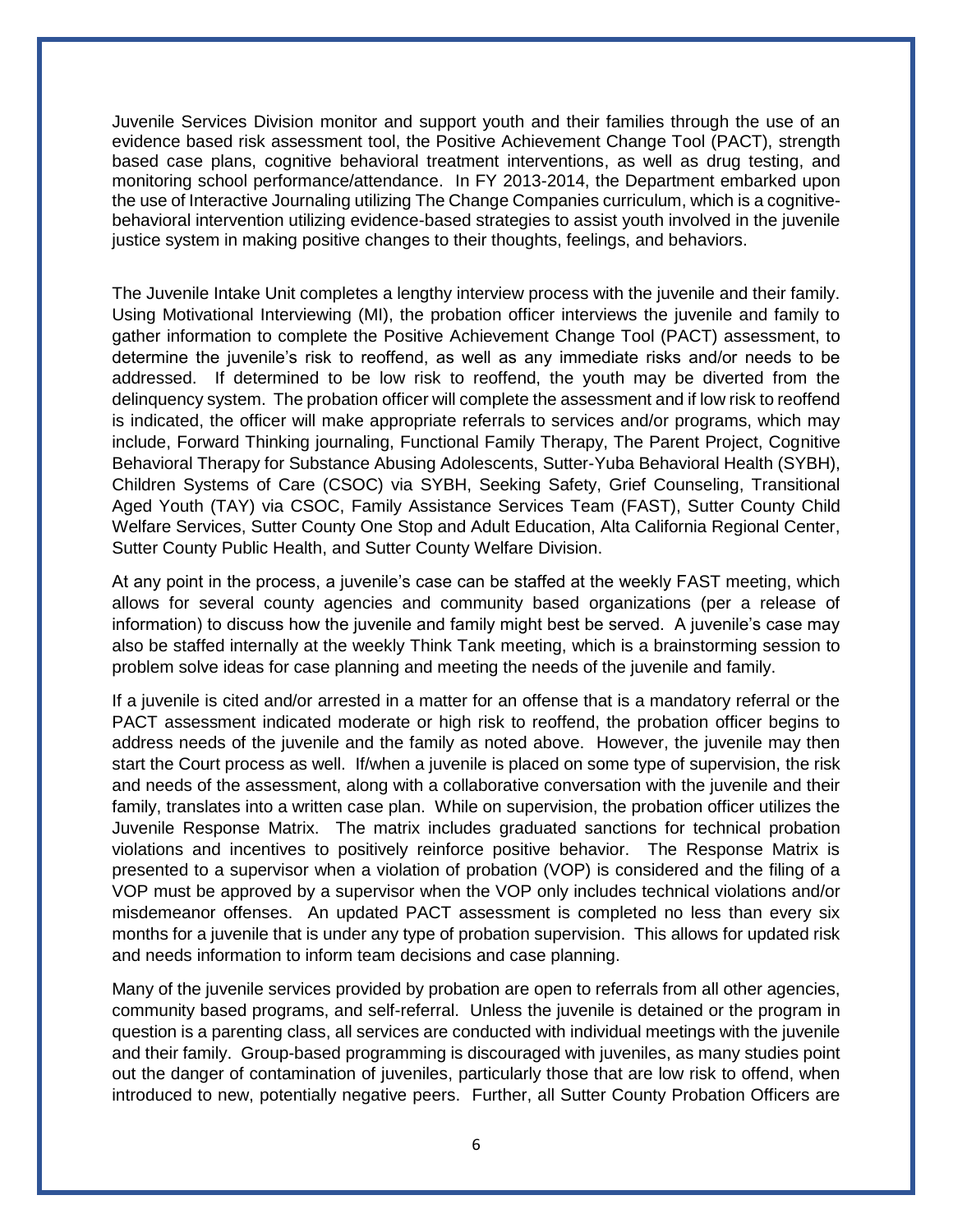Juvenile Services Division monitor and support youth and their families through the use of an evidence based risk assessment tool, the Positive Achievement Change Tool (PACT), strength based case plans, cognitive behavioral treatment interventions, as well as drug testing, and monitoring school performance/attendance. In FY 2013-2014, the Department embarked upon the use of Interactive Journaling utilizing The Change Companies curriculum, which is a cognitive-behavioral intervention utilizing evidence-based strategies to assist youth involved in the juvenile justice system in making positive changes to their thoughts, feelings, and behaviors.

The Juvenile Intake Unit completes a lengthy interview process with the juvenile and their family. Using Motivational Interviewing (MI), the probation officer interviews the juvenile and family to gather information to complete the Positive Achievement Change Tool (PACT) assessment, to determine the juvenile's risk to reoffend, as well as any immediate risks and/or needs to be addressed. If determined to be low risk to reoffend, the youth may be diverted from the delinquency system. The probation officer will complete the assessment and if low risk to reoffend is indicated, the officer will make appropriate referrals to services and/or programs, which may include, Forward Thinking journaling, Functional Family Therapy, The Parent Project, Cognitive Behavioral Therapy for Substance Abusing Adolescents, Sutter-Yuba Behavioral Health (SYBH), Children Systems of Care (CSOC) via SYBH, Seeking Safety, Grief Counseling, Transitional Aged Youth (TAY) via CSOC, Family Assistance Services Team (FAST), Sutter County Child Welfare Services, Sutter County One Stop and Adult Education, Alta California Regional Center, Sutter County Public Health, and Sutter County Welfare Division.

At any point in the process, a juvenile's case can be staffed at the weekly FAST meeting, which allows for several county agencies and community based organizations (per a release of information) to discuss how the juvenile and family might best be served. A juvenile's case may also be staffed internally at the weekly Think Tank meeting, which is a brainstorming session to problem solve ideas for case planning and meeting the needs of the juvenile and family.

If a juvenile is cited and/or arrested in a matter for an offense that is a mandatory referral or the PACT assessment indicated moderate or high risk to reoffend, the probation officer begins to address needs of the juvenile and the family as noted above. However, the juvenile may then start the Court process as well. If/when a juvenile is placed on some type of supervision, the risk and needs of the assessment, along with a collaborative conversation with the juvenile and their family, translates into a written case plan. While on supervision, the probation officer utilizes the Juvenile Response Matrix. The matrix includes graduated sanctions for technical probation violations and incentives to positively reinforce positive behavior. The Response Matrix is presented to a supervisor when a violation of probation (VOP) is considered and the filing of a VOP must be approved by a supervisor when the VOP only includes technical violations and/or misdemeanor offenses. An updated PACT assessment is completed no less than every six months for a juvenile that is under any type of probation supervision. This allows for updated risk and needs information to inform team decisions and case planning.

Many of the juvenile services provided by probation are open to referrals from all other agencies, community based programs, and self-referral. Unless the juvenile is detained or the program in question is a parenting class, all services are conducted with individual meetings with the juvenile and their family. Group-based programming is discouraged with juveniles, as many studies point out the danger of contamination of juveniles, particularly those that are low risk to offend, when introduced to new, potentially negative peers. Further, all Sutter County Probation Officers are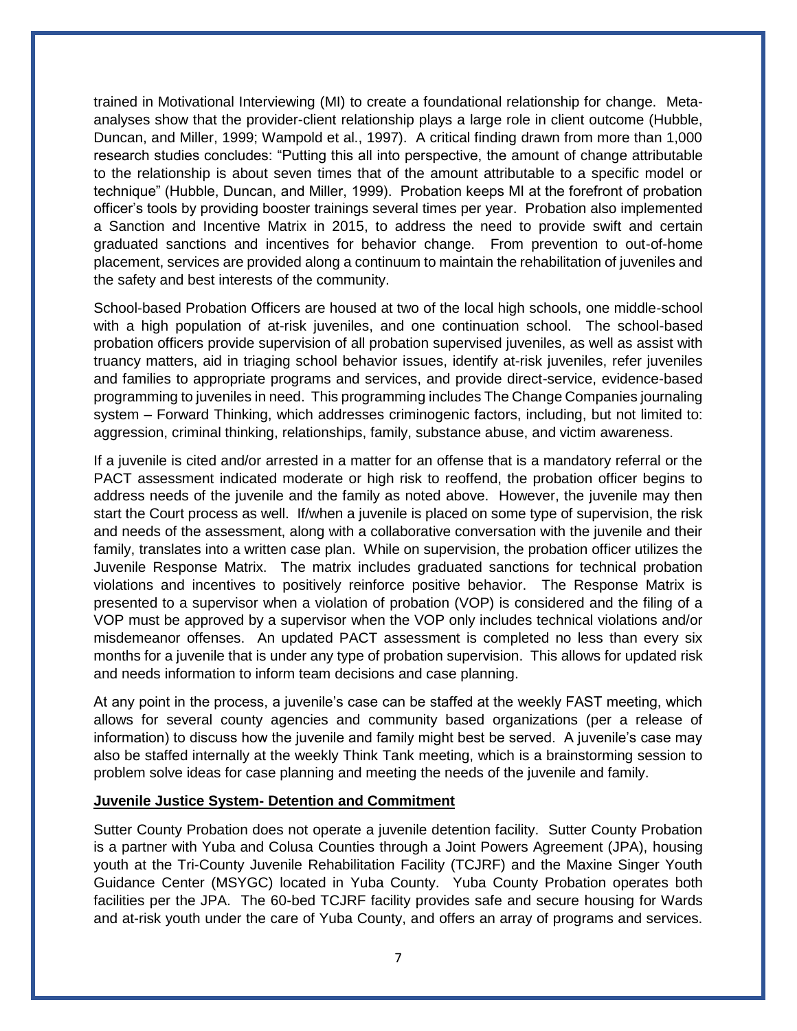trained in Motivational Interviewing (MI) to create a foundational relationship for change. Meta-analyses show that the provider-client relationship plays a large role in client outcome (Hubble, Duncan, and Miller, 1999; Wampold et al., 1997). A critical finding drawn from more than 1,000 research studies concludes: "Putting this all into perspective, the amount of change attributable to the relationship is about seven times that of the amount attributable to a specific model or technique" (Hubble, Duncan, and Miller, 1999). Probation keeps MI at the forefront of probation officer's tools by providing booster trainings several times per year. Probation also implemented a Sanction and Incentive Matrix in 2015, to address the need to provide swift and certain graduated sanctions and incentives for behavior change. From prevention to out-of-home placement, services are provided along a continuum to maintain the rehabilitation of juveniles and the safety and best interests of the community.

School-based Probation Officers are housed at two of the local high schools, one middle-school with a high population of at-risk juveniles, and one continuation school. The school-based probation officers provide supervision of all probation supervised juveniles, as well as assist with truancy matters, aid in triaging school behavior issues, identify at-risk juveniles, refer juveniles and families to appropriate programs and services, and provide direct-service, evidence-based programming to juveniles in need. This programming includes The Change Companies journaling system – Forward Thinking, which addresses criminogenic factors, including, but not limited to: aggression, criminal thinking, relationships, family, substance abuse, and victim awareness.

If a juvenile is cited and/or arrested in a matter for an offense that is a mandatory referral or the PACT assessment indicated moderate or high risk to reoffend, the probation officer begins to address needs of the juvenile and the family as noted above. However, the juvenile may then start the Court process as well. If/when a juvenile is placed on some type of supervision, the risk and needs of the assessment, along with a collaborative conversation with the juvenile and their family, translates into a written case plan. While on supervision, the probation officer utilizes the Juvenile Response Matrix. The matrix includes graduated sanctions for technical probation violations and incentives to positively reinforce positive behavior. The Response Matrix is presented to a supervisor when a violation of probation (VOP) is considered and the filing of a VOP must be approved by a supervisor when the VOP only includes technical violations and/or misdemeanor offenses. An updated PACT assessment is completed no less than every six months for a juvenile that is under any type of probation supervision. This allows for updated risk and needs information to inform team decisions and case planning.

At any point in the process, a juvenile's case can be staffed at the weekly FAST meeting, which allows for several county agencies and community based organizations (per a release of information) to discuss how the juvenile and family might best be served. A juvenile's case may also be staffed internally at the weekly Think Tank meeting, which is a brainstorming session to problem solve ideas for case planning and meeting the needs of the juvenile and family.

**Juvenile Justice System- Detention and Commitment**

Sutter County Probation does not operate a juvenile detention facility. Sutter County Probation is a partner with Yuba and Colusa Counties through a Joint Powers Agreement (JPA), housing youth at the Tri-County Juvenile Rehabilitation Facility (TCJRF) and the Maxine Singer Youth Guidance Center (MSYGC) located in Yuba County. Yuba County Probation operates both facilities per the JPA. The 60-bed TCJRF facility provides safe and secure housing for Wards and at-risk youth under the care of Yuba County, and offers an array of programs and services.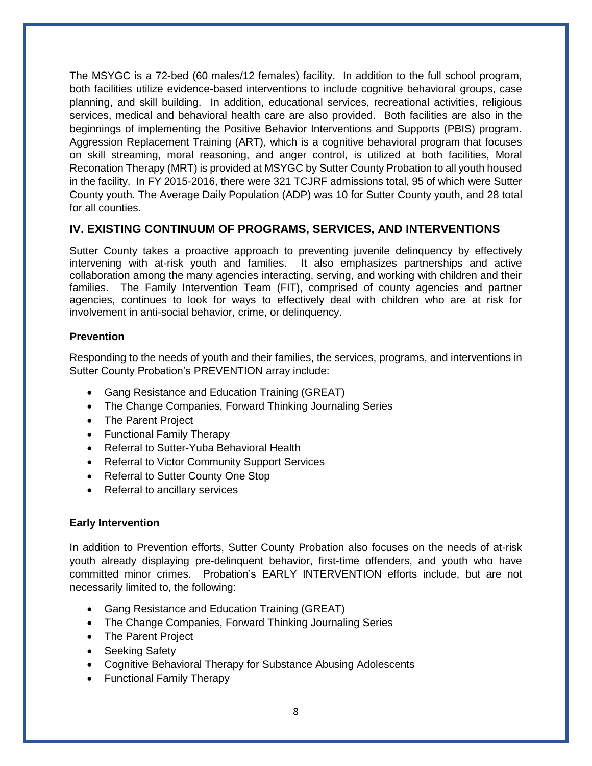The MSYGC is a 72-bed (60 males/12 females) facility. In addition to the full school program, both facilities utilize evidence-based interventions to include cognitive behavioral groups, case planning, and skill building. In addition, educational services, recreational activities, religious services, medical and behavioral health care are also provided. Both facilities are also in the beginnings of implementing the Positive Behavior Interventions and Supports (PBIS) program. Aggression Replacement Training (ART), which is a cognitive behavioral program that focuses on skill streaming, moral reasoning, and anger control, is utilized at both facilities, Moral Reconation Therapy (MRT) is provided at MSYGC by Sutter County Probation to all youth housed in the facility. In FY 2015-2016, there were 321 TCJRF admissions total, 95 of which were Sutter County youth. The Average Daily Population (ADP) was 10 for Sutter County youth, and 28 total for all counties.

## IV. EXISTING CONTINUUM OF PROGRAMS, SERVICES, AND INTERVENTIONS

Sutter County takes a proactive approach to preventing juvenile delinquency by effectively intervening with at-risk youth and families. It also emphasizes partnerships and active collaboration among the many agencies interacting, serving, and working with children and their families. The Family Intervention Team (FIT), comprised of county agencies and partner agencies, continues to look for ways to effectively deal with children who are at risk for involvement in anti-social behavior, crime, or delinquency.

### Prevention

Responding to the needs of youth and their families, the services, programs, and interventions in Sutter County Probation's PREVENTION array include:

- Gang Resistance and Education Training (GREAT)
- The Change Companies, Forward Thinking Journaling Series
- The Parent Project
- Functional Family Therapy
- Referral to Sutter-Yuba Behavioral Health
- Referral to Victor Community Support Services
- Referral to Sutter County One Stop
- Referral to ancillary services

### Early Intervention

In addition to Prevention efforts, Sutter County Probation also focuses on the needs of at-risk youth already displaying pre-delinquent behavior, first-time offenders, and youth who have committed minor crimes. Probation's EARLY INTERVENTION efforts include, but are not necessarily limited to, the following:

- Gang Resistance and Education Training (GREAT)
- The Change Companies, Forward Thinking Journaling Series
- The Parent Project
- Seeking Safety
- Cognitive Behavioral Therapy for Substance Abusing Adolescents
- Functional Family Therapy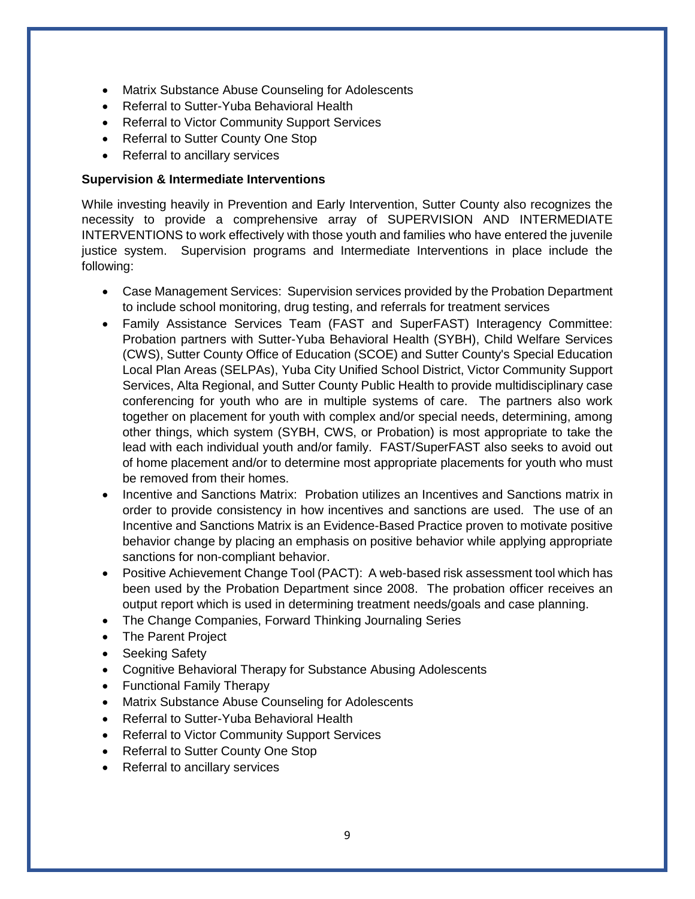- Matrix Substance Abuse Counseling for Adolescents
- Referral to Sutter-Yuba Behavioral Health
- Referral to Victor Community Support Services
- Referral to Sutter County One Stop
- Referral to ancillary services

**Supervision & Intermediate Interventions**

While investing heavily in Prevention and Early Intervention, Sutter County also recognizes the necessity to provide a comprehensive array of SUPERVISION AND INTERMEDIATE INTERVENTIONS to work effectively with those youth and families who have entered the juvenile justice system. Supervision programs and Intermediate Interventions in place include the following:

- Case Management Services: Supervision services provided by the Probation Department to include school monitoring, drug testing, and referrals for treatment services
- Family Assistance Services Team (FAST and SuperFAST) Interagency Committee: Probation partners with Sutter-Yuba Behavioral Health (SYBH), Child Welfare Services (CWS), Sutter County Office of Education (SCOE) and Sutter County's Special Education Local Plan Areas (SELPAs), Yuba City Unified School District, Victor Community Support Services, Alta Regional, and Sutter County Public Health to provide multidisciplinary case conferencing for youth who are in multiple systems of care. The partners also work together on placement for youth with complex and/or special needs, determining, among other things, which system (SYBH, CWS, or Probation) is most appropriate to take the lead with each individual youth and/or family. FAST/SuperFAST also seeks to avoid out of home placement and/or to determine most appropriate placements for youth who must be removed from their homes.
- Incentive and Sanctions Matrix: Probation utilizes an Incentives and Sanctions matrix in order to provide consistency in how incentives and sanctions are used. The use of an Incentive and Sanctions Matrix is an Evidence-Based Practice proven to motivate positive behavior change by placing an emphasis on positive behavior while applying appropriate sanctions for non-compliant behavior.
- Positive Achievement Change Tool (PACT): A web-based risk assessment tool which has been used by the Probation Department since 2008. The probation officer receives an output report which is used in determining treatment needs/goals and case planning.
- The Change Companies, Forward Thinking Journaling Series
- The Parent Project
- Seeking Safety
- Cognitive Behavioral Therapy for Substance Abusing Adolescents
- Functional Family Therapy
- Matrix Substance Abuse Counseling for Adolescents
- Referral to Sutter-Yuba Behavioral Health
- Referral to Victor Community Support Services
- Referral to Sutter County One Stop
- Referral to ancillary services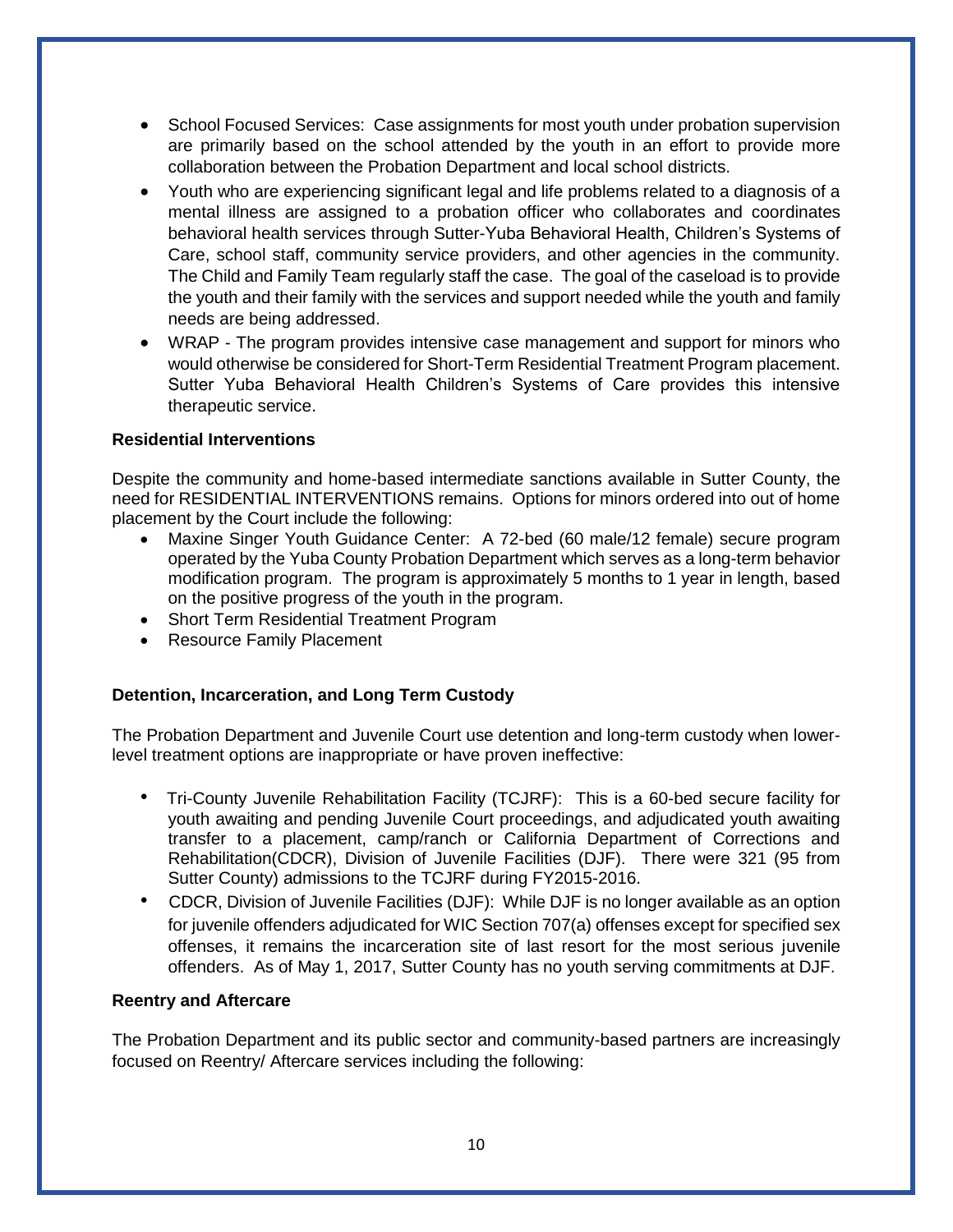- School Focused Services: Case assignments for most youth under probation supervision are primarily based on the school attended by the youth in an effort to provide more collaboration between the Probation Department and local school districts.
- Youth who are experiencing significant legal and life problems related to a diagnosis of a mental illness are assigned to a probation officer who collaborates and coordinates behavioral health services through Sutter-Yuba Behavioral Health, Children's Systems of Care, school staff, community service providers, and other agencies in the community. The Child and Family Team regularly staff the case. The goal of the caseload is to provide the youth and their family with the services and support needed while the youth and family needs are being addressed.
- WRAP - The program provides intensive case management and support for minors who would otherwise be considered for Short-Term Residential Treatment Program placement. Sutter Yuba Behavioral Health Children's Systems of Care provides this intensive therapeutic service.

**Residential Interventions**

Despite the community and home-based intermediate sanctions available in Sutter County, the need for RESIDENTIAL INTERVENTIONS remains. Options for minors ordered into out of home placement by the Court include the following:

- Maxine Singer Youth Guidance Center: A 72-bed (60 male/12 female) secure program operated by the Yuba County Probation Department which serves as a long-term behavior modification program. The program is approximately 5 months to 1 year in length, based on the positive progress of the youth in the program.
- Short Term Residential Treatment Program
- Resource Family Placement

**Detention, Incarceration, and Long Term Custody**

The Probation Department and Juvenile Court use detention and long-term custody when lower-level treatment options are inappropriate or have proven ineffective:

- Tri-County Juvenile Rehabilitation Facility (TCJRF): This is a 60-bed secure facility for youth awaiting and pending Juvenile Court proceedings, and adjudicated youth awaiting transfer to a placement, camp/ranch or California Department of Corrections and Rehabilitation(CDCR), Division of Juvenile Facilities (DJF). There were 321 (95 from Sutter County) admissions to the TCJRF during FY2015-2016.
- CDCR, Division of Juvenile Facilities (DJF): While DJF is no longer available as an option for juvenile offenders adjudicated for WIC Section 707(a) offenses except for specified sex offenses, it remains the incarceration site of last resort for the most serious juvenile offenders. As of May 1, 2017, Sutter County has no youth serving commitments at DJF.

**Reentry and Aftercare**

The Probation Department and its public sector and community-based partners are increasingly focused on Reentry/ Aftercare services including the following: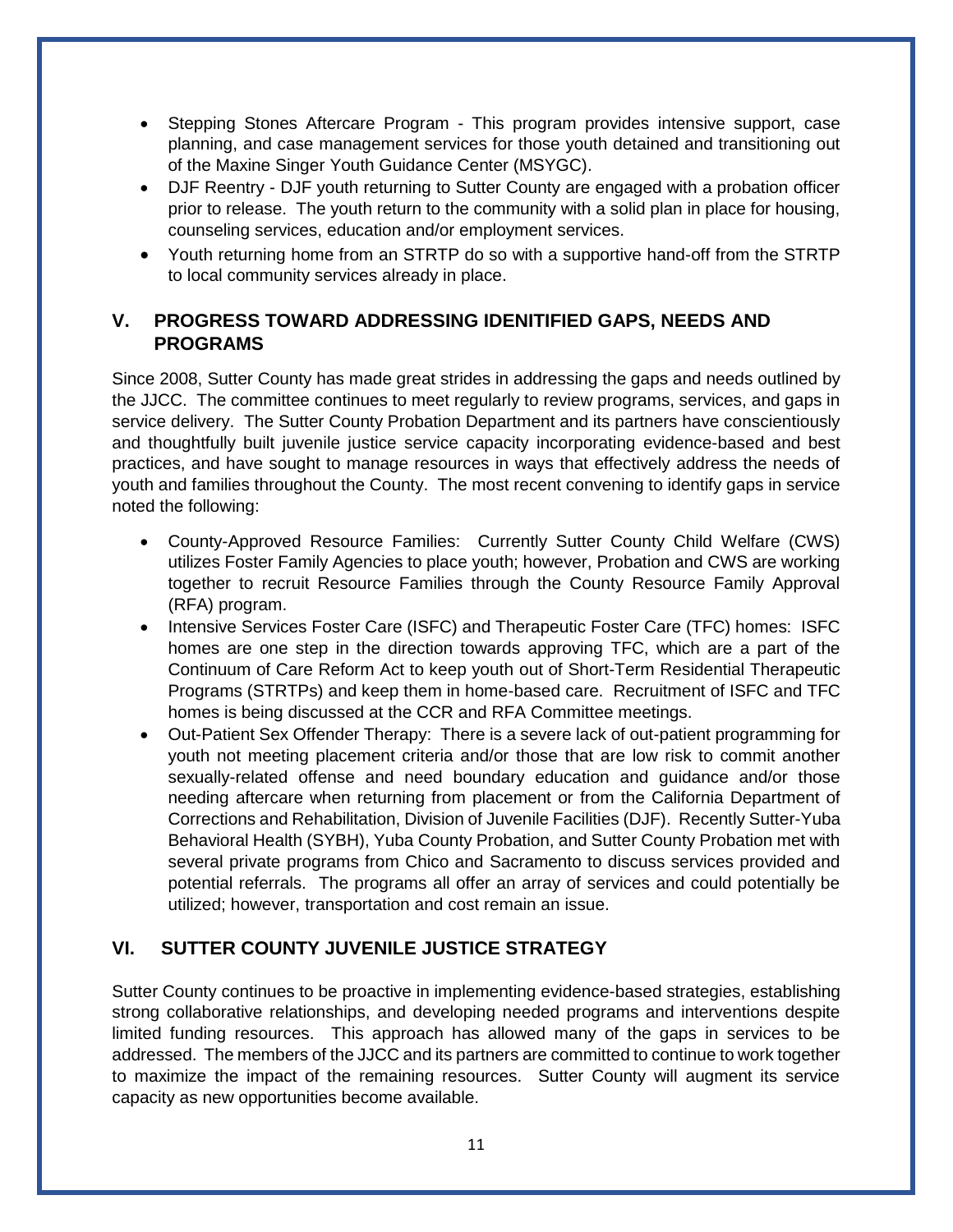- Stepping Stones Aftercare Program - This program provides intensive support, case planning, and case management services for those youth detained and transitioning out of the Maxine Singer Youth Guidance Center (MSYGC).
- DJF Reentry - DJF youth returning to Sutter County are engaged with a probation officer prior to release. The youth return to the community with a solid plan in place for housing, counseling services, education and/or employment services.
- Youth returning home from an STRTP do so with a supportive hand-off from the STRTP to local community services already in place.

## V. PROGRESS TOWARD ADDRESSING IDENITIFIED GAPS, NEEDS AND PROGRAMS

Since 2008, Sutter County has made great strides in addressing the gaps and needs outlined by the JJCC. The committee continues to meet regularly to review programs, services, and gaps in service delivery. The Sutter County Probation Department and its partners have conscientiously and thoughtfully built juvenile justice service capacity incorporating evidence-based and best practices, and have sought to manage resources in ways that effectively address the needs of youth and families throughout the County. The most recent convening to identify gaps in service noted the following:

- County-Approved Resource Families: Currently Sutter County Child Welfare (CWS) utilizes Foster Family Agencies to place youth; however, Probation and CWS are working together to recruit Resource Families through the County Resource Family Approval (RFA) program.
- Intensive Services Foster Care (ISFC) and Therapeutic Foster Care (TFC) homes: ISFC homes are one step in the direction towards approving TFC, which are a part of the Continuum of Care Reform Act to keep youth out of Short-Term Residential Therapeutic Programs (STRTPs) and keep them in home-based care. Recruitment of ISFC and TFC homes is being discussed at the CCR and RFA Committee meetings.
- Out-Patient Sex Offender Therapy: There is a severe lack of out-patient programming for youth not meeting placement criteria and/or those that are low risk to commit another sexually-related offense and need boundary education and guidance and/or those needing aftercare when returning from placement or from the California Department of Corrections and Rehabilitation, Division of Juvenile Facilities (DJF). Recently Sutter-Yuba Behavioral Health (SYBH), Yuba County Probation, and Sutter County Probation met with several private programs from Chico and Sacramento to discuss services provided and potential referrals. The programs all offer an array of services and could potentially be utilized; however, transportation and cost remain an issue.

## VI. SUTTER COUNTY JUVENILE JUSTICE STRATEGY

Sutter County continues to be proactive in implementing evidence-based strategies, establishing strong collaborative relationships, and developing needed programs and interventions despite limited funding resources. This approach has allowed many of the gaps in services to be addressed. The members of the JJCC and its partners are committed to continue to work together to maximize the impact of the remaining resources. Sutter County will augment its service capacity as new opportunities become available.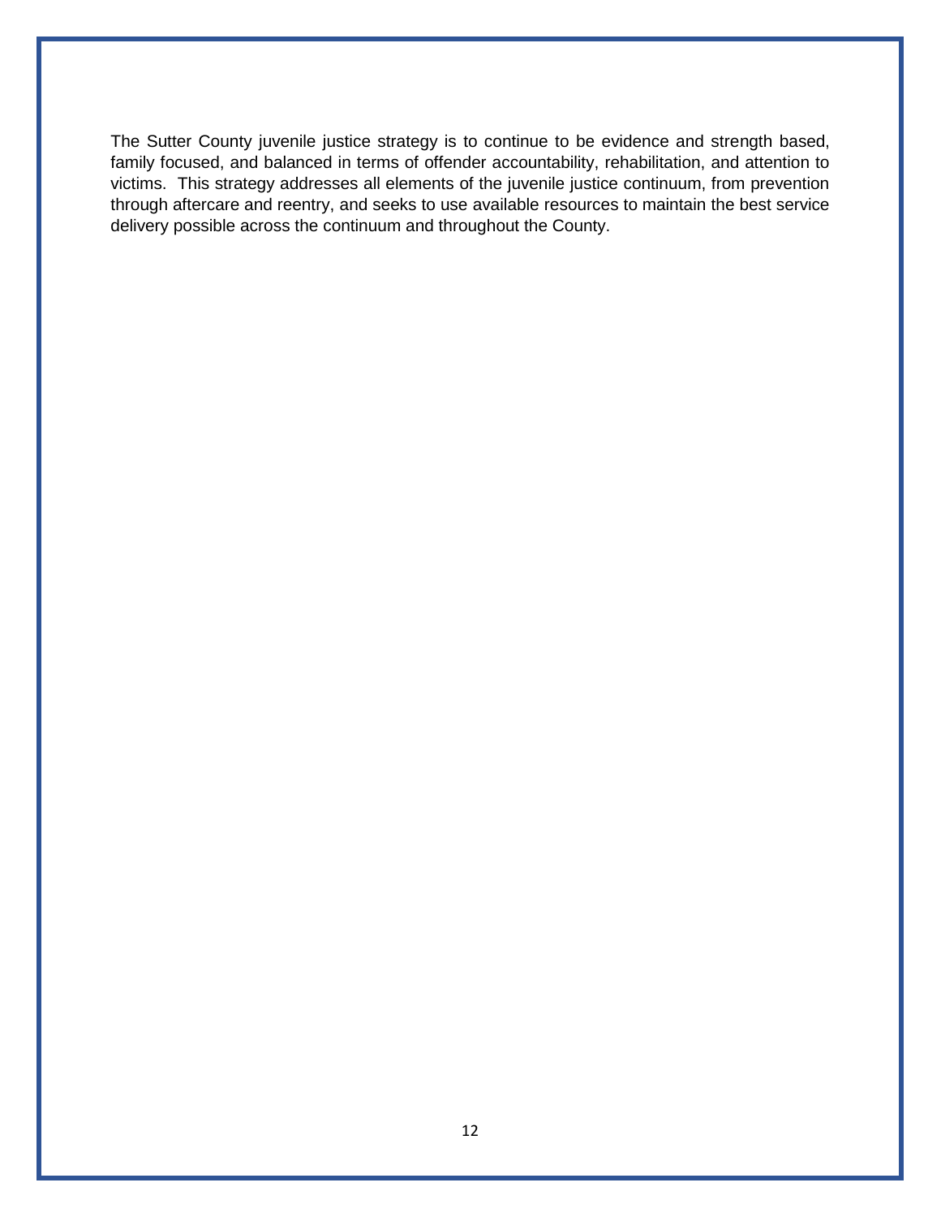The Sutter County juvenile justice strategy is to continue to be evidence and strength based, family focused, and balanced in terms of offender accountability, rehabilitation, and attention to victims. This strategy addresses all elements of the juvenile justice continuum, from prevention through aftercare and reentry, and seeks to use available resources to maintain the best service delivery possible across the continuum and throughout the County.